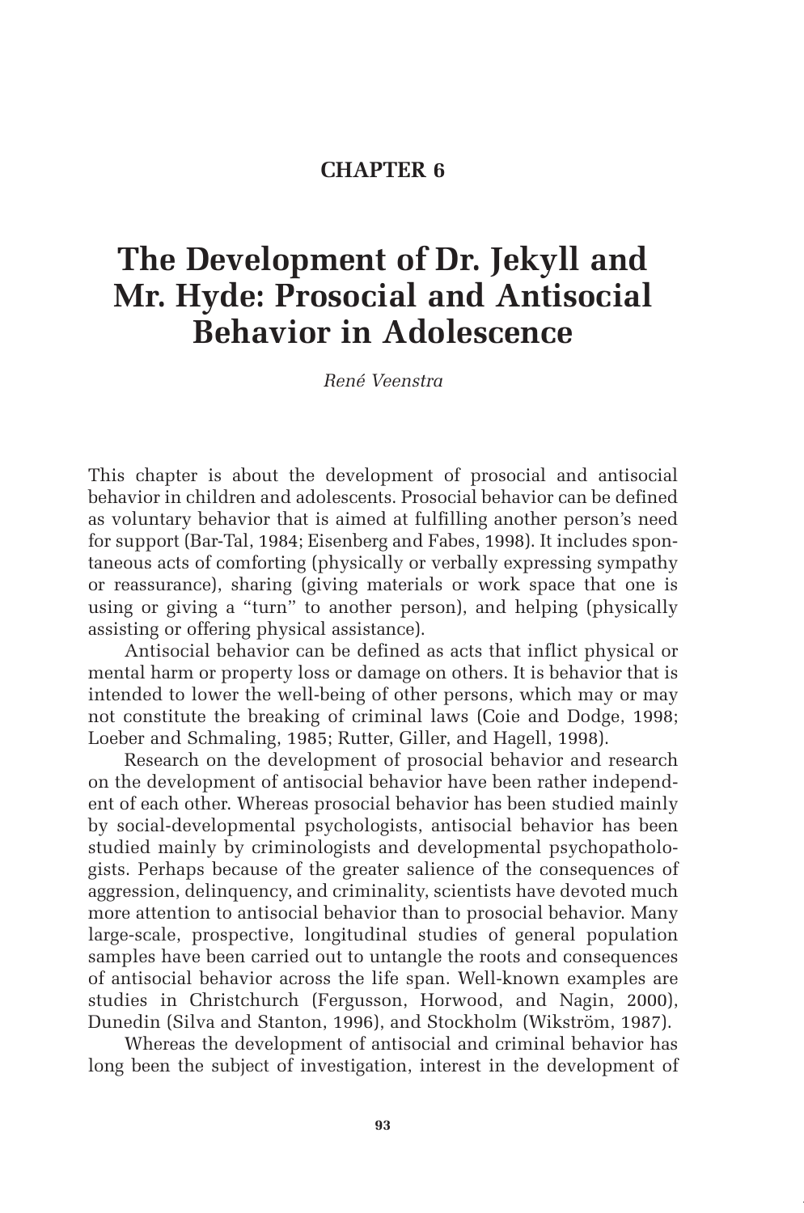# CHAPTER 6

# The Development of Dr. Jekyll and Mr. Hyde: Prosocial and Antisocial Behavior in Adolescence

*René Veenstra*

This chapter is about the development of prosocial and antisocial behavior in children and adolescents. Prosocial behavior can be defined as voluntary behavior that is aimed at fulfilling another person's need for support (Bar-Tal, 1984; Eisenberg and Fabes, 1998). It includes spontaneous acts of comforting (physically or verbally expressing sympathy or reassurance), sharing (giving materials or work space that one is using or giving a "turn" to another person), and helping (physically assisting or offering physical assistance).

Antisocial behavior can be defined as acts that inflict physical or mental harm or property loss or damage on others. It is behavior that is intended to lower the well-being of other persons, which may or may not constitute the breaking of criminal laws (Coie and Dodge, 1998; Loeber and Schmaling, 1985; Rutter, Giller, and Hagell, 1998).

Research on the development of prosocial behavior and research on the development of antisocial behavior have been rather independent of each other. Whereas prosocial behavior has been studied mainly by social-developmental psychologists, antisocial behavior has been studied mainly by criminologists and developmental psychopathologists. Perhaps because of the greater salience of the consequences of aggression, delinquency, and criminality, scientists have devoted much more attention to antisocial behavior than to prosocial behavior. Many large-scale, prospective, longitudinal studies of general population samples have been carried out to untangle the roots and consequences of antisocial behavior across the life span. Well-known examples are studies in Christchurch (Fergusson, Horwood, and Nagin, 2000), Dunedin (Silva and Stanton, 1996), and Stockholm (Wikström, 1987).

Whereas the development of antisocial and criminal behavior has long been the subject of investigation, interest in the development of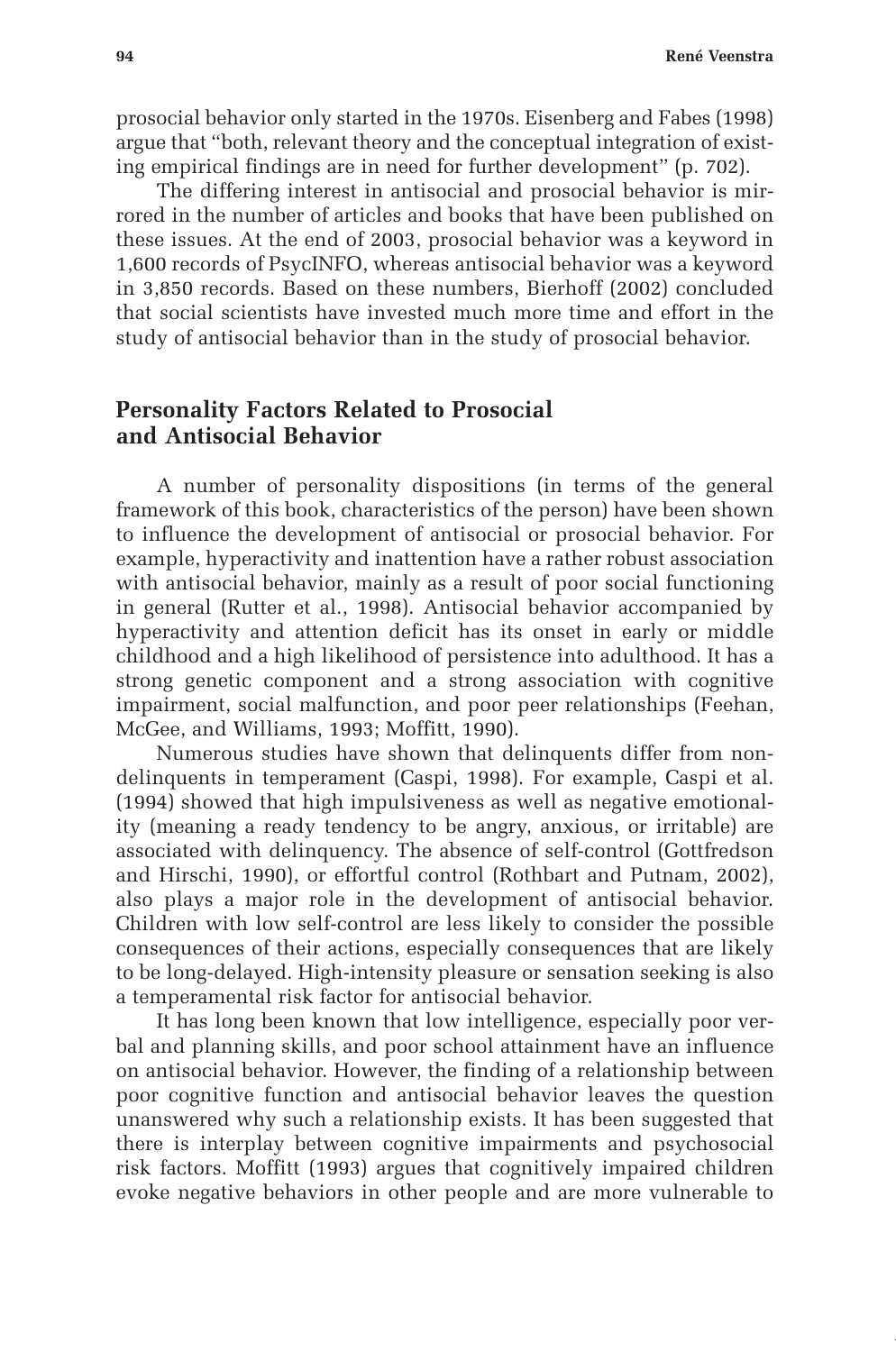prosocial behavior only started in the 1970s. Eisenberg and Fabes (1998) argue that "both, relevant theory and the conceptual integration of existing empirical findings are in need for further development" (p. 702).

The differing interest in antisocial and prosocial behavior is mirrored in the number of articles and books that have been published on these issues. At the end of 2003, prosocial behavior was a keyword in 1,600 records of PsycINFO, whereas antisocial behavior was a keyword in 3,850 records. Based on these numbers, Bierhoff (2002) concluded that social scientists have invested much more time and effort in the study of antisocial behavior than in the study of prosocial behavior.

## Personality Factors Related to Prosocial and Antisocial Behavior

A number of personality dispositions (in terms of the general framework of this book, characteristics of the person) have been shown to influence the development of antisocial or prosocial behavior. For example, hyperactivity and inattention have a rather robust association with antisocial behavior, mainly as a result of poor social functioning in general (Rutter et al., 1998). Antisocial behavior accompanied by hyperactivity and attention deficit has its onset in early or middle childhood and a high likelihood of persistence into adulthood. It has a strong genetic component and a strong association with cognitive impairment, social malfunction, and poor peer relationships (Feehan, McGee, and Williams, 1993; Moffitt, 1990).

Numerous studies have shown that delinquents differ from non-delinquents in temperament (Caspi, 1998). For example, Caspi et al. (1994) showed that high impulsiveness as well as negative emotionality (meaning a ready tendency to be angry, anxious, or irritable) are associated with delinquency. The absence of self-control (Gottfredson and Hirschi, 1990), or effortful control (Rothbart and Putnam, 2002), also plays a major role in the development of antisocial behavior. Children with low self-control are less likely to consider the possible consequences of their actions, especially consequences that are likely to be long-delayed. High-intensity pleasure or sensation seeking is also a temperamental risk factor for antisocial behavior.

It has long been known that low intelligence, especially poor verbal and planning skills, and poor school attainment have an influence on antisocial behavior. However, the finding of a relationship between poor cognitive function and antisocial behavior leaves the question unanswered why such a relationship exists. It has been suggested that there is interplay between cognitive impairments and psychosocial risk factors. Moffitt (1993) argues that cognitively impaired children evoke negative behaviors in other people and are more vulnerable to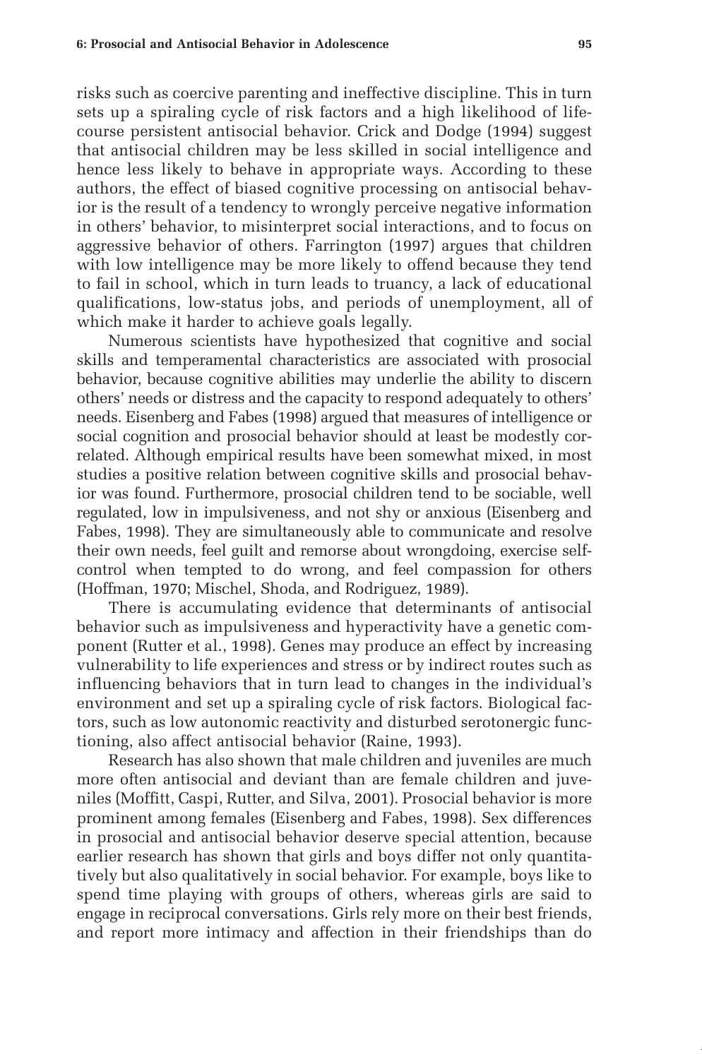risks such as coercive parenting and ineffective discipline. This in turn sets up a spiraling cycle of risk factors and a high likelihood of life-course persistent antisocial behavior. Crick and Dodge (1994) suggest that antisocial children may be less skilled in social intelligence and hence less likely to behave in appropriate ways. According to these authors, the effect of biased cognitive processing on antisocial behavior is the result of a tendency to wrongly perceive negative information in others' behavior, to misinterpret social interactions, and to focus on aggressive behavior of others. Farrington (1997) argues that children with low intelligence may be more likely to offend because they tend to fail in school, which in turn leads to truancy, a lack of educational qualifications, low-status jobs, and periods of unemployment, all of which make it harder to achieve goals legally.

Numerous scientists have hypothesized that cognitive and social skills and temperamental characteristics are associated with prosocial behavior, because cognitive abilities may underlie the ability to discern others' needs or distress and the capacity to respond adequately to others' needs. Eisenberg and Fabes (1998) argued that measures of intelligence or social cognition and prosocial behavior should at least be modestly correlated. Although empirical results have been somewhat mixed, in most studies a positive relation between cognitive skills and prosocial behavior was found. Furthermore, prosocial children tend to be sociable, well regulated, low in impulsiveness, and not shy or anxious (Eisenberg and Fabes, 1998). They are simultaneously able to communicate and resolve their own needs, feel guilt and remorse about wrongdoing, exercise self-control when tempted to do wrong, and feel compassion for others (Hoffman, 1970; Mischel, Shoda, and Rodriguez, 1989).

There is accumulating evidence that determinants of antisocial behavior such as impulsiveness and hyperactivity have a genetic component (Rutter et al., 1998). Genes may produce an effect by increasing vulnerability to life experiences and stress or by indirect routes such as influencing behaviors that in turn lead to changes in the individual's environment and set up a spiraling cycle of risk factors. Biological factors, such as low autonomic reactivity and disturbed serotonergic functioning, also affect antisocial behavior (Raine, 1993).

Research has also shown that male children and juveniles are much more often antisocial and deviant than are female children and juveniles (Moffitt, Caspi, Rutter, and Silva, 2001). Prosocial behavior is more prominent among females (Eisenberg and Fabes, 1998). Sex differences in prosocial and antisocial behavior deserve special attention, because earlier research has shown that girls and boys differ not only quantitatively but also qualitatively in social behavior. For example, boys like to spend time playing with groups of others, whereas girls are said to engage in reciprocal conversations. Girls rely more on their best friends, and report more intimacy and affection in their friendships than do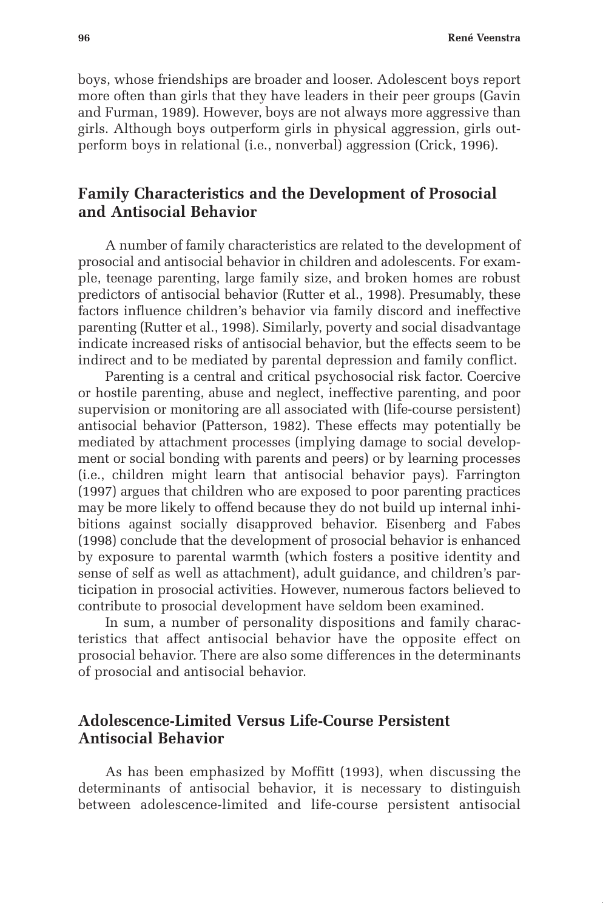boys, whose friendships are broader and looser. Adolescent boys report more often than girls that they have leaders in their peer groups (Gavin and Furman, 1989). However, boys are not always more aggressive than girls. Although boys outperform girls in physical aggression, girls outperform boys in relational (i.e., nonverbal) aggression (Crick, 1996).

## Family Characteristics and the Development of Prosocial and Antisocial Behavior

A number of family characteristics are related to the development of prosocial and antisocial behavior in children and adolescents. For example, teenage parenting, large family size, and broken homes are robust predictors of antisocial behavior (Rutter et al., 1998). Presumably, these factors influence children's behavior via family discord and ineffective parenting (Rutter et al., 1998). Similarly, poverty and social disadvantage indicate increased risks of antisocial behavior, but the effects seem to be indirect and to be mediated by parental depression and family conflict.

Parenting is a central and critical psychosocial risk factor. Coercive or hostile parenting, abuse and neglect, ineffective parenting, and poor supervision or monitoring are all associated with (life-course persistent) antisocial behavior (Patterson, 1982). These effects may potentially be mediated by attachment processes (implying damage to social development or social bonding with parents and peers) or by learning processes (i.e., children might learn that antisocial behavior pays). Farrington (1997) argues that children who are exposed to poor parenting practices may be more likely to offend because they do not build up internal inhibitions against socially disapproved behavior. Eisenberg and Fabes (1998) conclude that the development of prosocial behavior is enhanced by exposure to parental warmth (which fosters a positive identity and sense of self as well as attachment), adult guidance, and children's participation in prosocial activities. However, numerous factors believed to contribute to prosocial development have seldom been examined.

In sum, a number of personality dispositions and family characteristics that affect antisocial behavior have the opposite effect on prosocial behavior. There are also some differences in the determinants of prosocial and antisocial behavior.

## Adolescence-Limited Versus Life-Course Persistent Antisocial Behavior

As has been emphasized by Moffitt (1993), when discussing the determinants of antisocial behavior, it is necessary to distinguish between adolescence-limited and life-course persistent antisocial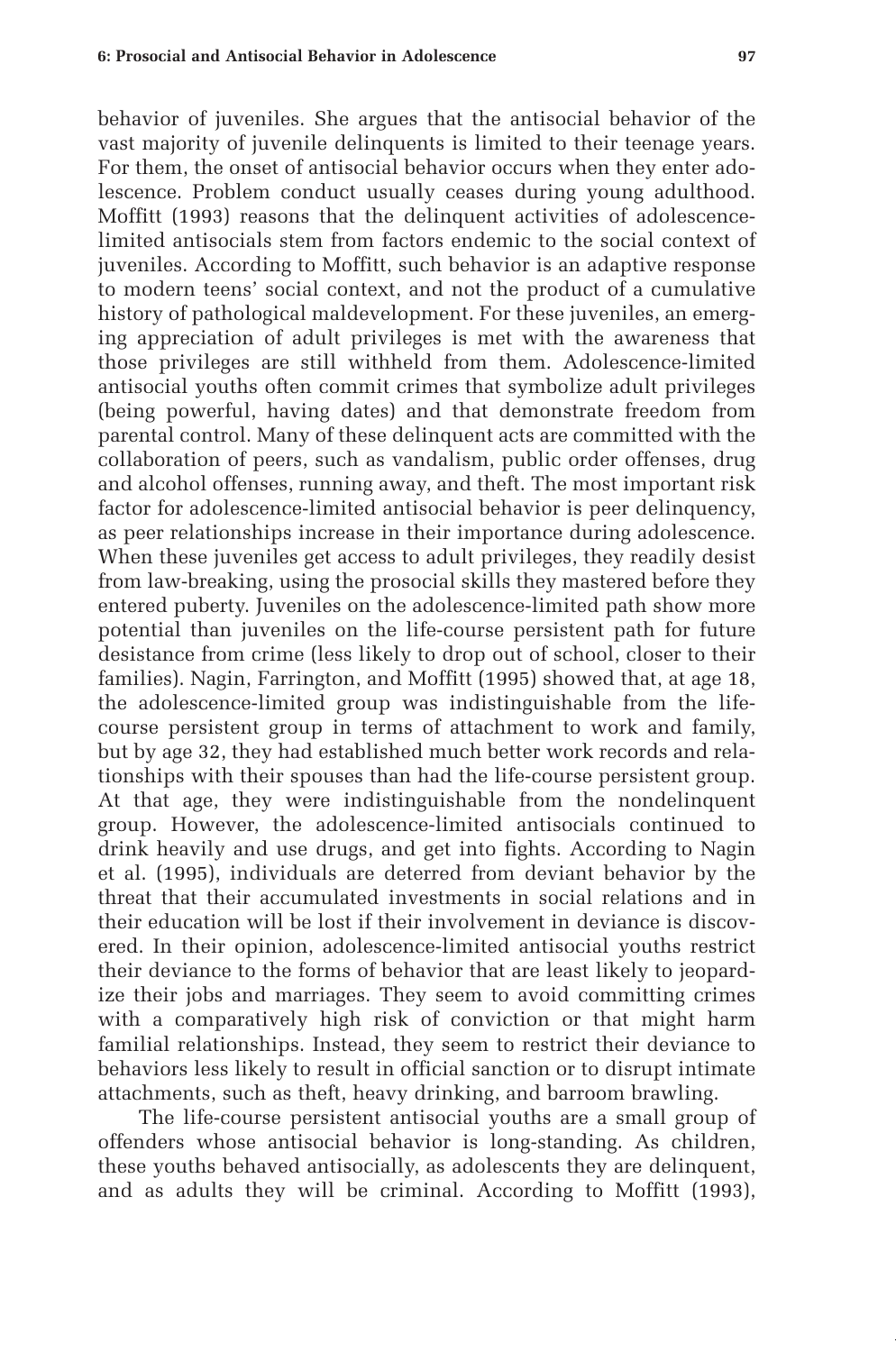behavior of juveniles. She argues that the antisocial behavior of the vast majority of juvenile delinquents is limited to their teenage years. For them, the onset of antisocial behavior occurs when they enter adolescence. Problem conduct usually ceases during young adulthood. Moffitt (1993) reasons that the delinquent activities of adolescence-limited antisocials stem from factors endemic to the social context of juveniles. According to Moffitt, such behavior is an adaptive response to modern teens' social context, and not the product of a cumulative history of pathological maldevelopment. For these juveniles, an emerging appreciation of adult privileges is met with the awareness that those privileges are still withheld from them. Adolescence-limited antisocial youths often commit crimes that symbolize adult privileges (being powerful, having dates) and that demonstrate freedom from parental control. Many of these delinquent acts are committed with the collaboration of peers, such as vandalism, public order offenses, drug and alcohol offenses, running away, and theft. The most important risk factor for adolescence-limited antisocial behavior is peer delinquency, as peer relationships increase in their importance during adolescence. When these juveniles get access to adult privileges, they readily desist from law-breaking, using the prosocial skills they mastered before they entered puberty. Juveniles on the adolescence-limited path show more potential than juveniles on the life-course persistent path for future desistance from crime (less likely to drop out of school, closer to their families). Nagin, Farrington, and Moffitt (1995) showed that, at age 18, the adolescence-limited group was indistinguishable from the life-course persistent group in terms of attachment to work and family, but by age 32, they had established much better work records and relationships with their spouses than had the life-course persistent group. At that age, they were indistinguishable from the nondelinquent group. However, the adolescence-limited antisocials continued to drink heavily and use drugs, and get into fights. According to Nagin et al. (1995), individuals are deterred from deviant behavior by the threat that their accumulated investments in social relations and in their education will be lost if their involvement in deviance is discovered. In their opinion, adolescence-limited antisocial youths restrict their deviance to the forms of behavior that are least likely to jeopardize their jobs and marriages. They seem to avoid committing crimes with a comparatively high risk of conviction or that might harm familial relationships. Instead, they seem to restrict their deviance to behaviors less likely to result in official sanction or to disrupt intimate attachments, such as theft, heavy drinking, and barroom brawling.

The life-course persistent antisocial youths are a small group of offenders whose antisocial behavior is long-standing. As children, these youths behaved antisocially, as adolescents they are delinquent, and as adults they will be criminal. According to Moffitt (1993),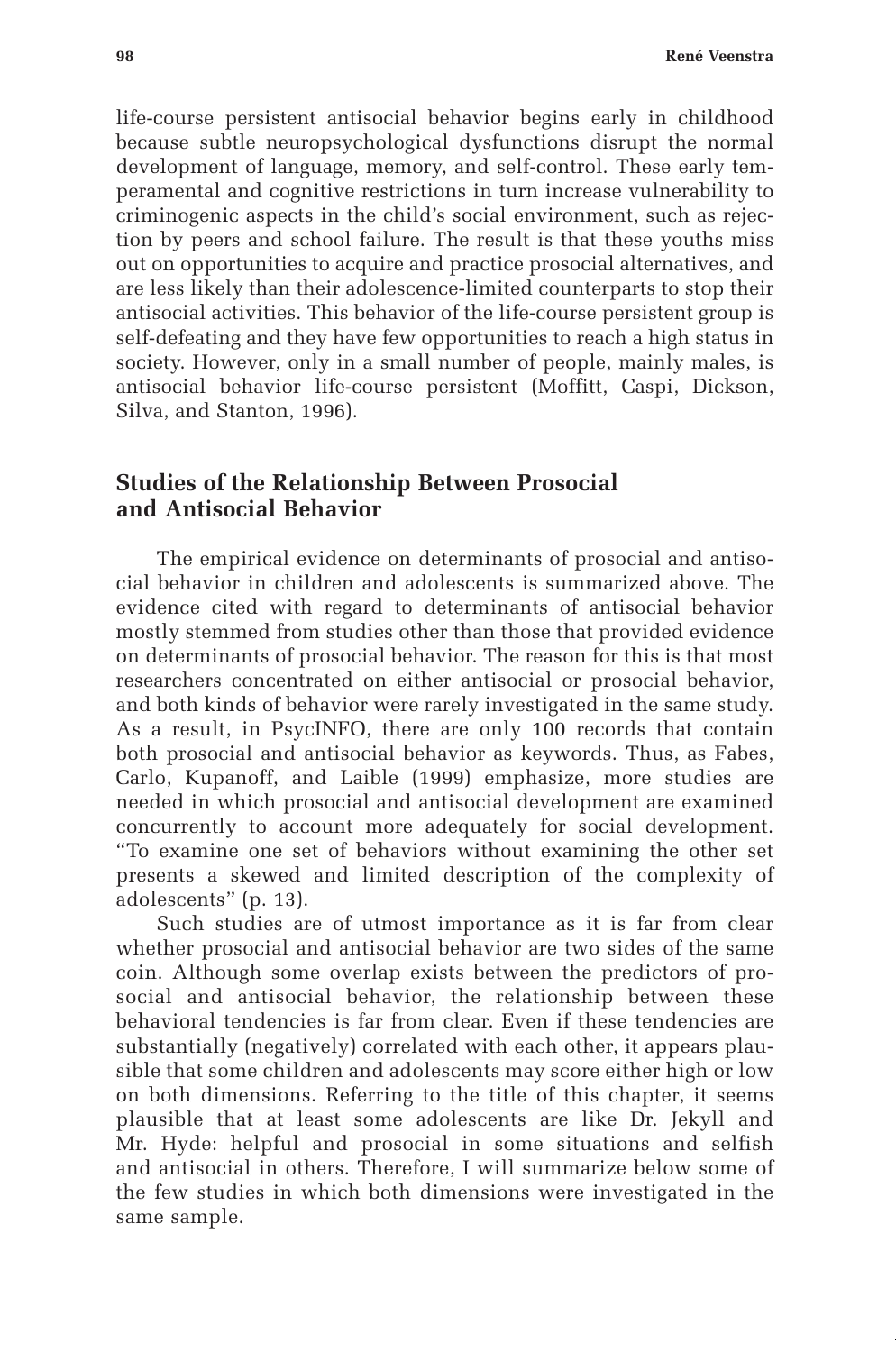life-course persistent antisocial behavior begins early in childhood because subtle neuropsychological dysfunctions disrupt the normal development of language, memory, and self-control. These early temperamental and cognitive restrictions in turn increase vulnerability to criminogenic aspects in the child's social environment, such as rejection by peers and school failure. The result is that these youths miss out on opportunities to acquire and practice prosocial alternatives, and are less likely than their adolescence-limited counterparts to stop their antisocial activities. This behavior of the life-course persistent group is self-defeating and they have few opportunities to reach a high status in society. However, only in a small number of people, mainly males, is antisocial behavior life-course persistent (Moffitt, Caspi, Dickson, Silva, and Stanton, 1996).

## Studies of the Relationship Between Prosocial and Antisocial Behavior

The empirical evidence on determinants of prosocial and antisocial behavior in children and adolescents is summarized above. The evidence cited with regard to determinants of antisocial behavior mostly stemmed from studies other than those that provided evidence on determinants of prosocial behavior. The reason for this is that most researchers concentrated on either antisocial or prosocial behavior, and both kinds of behavior were rarely investigated in the same study. As a result, in PsycINFO, there are only 100 records that contain both prosocial and antisocial behavior as keywords. Thus, as Fabes, Carlo, Kupanoff, and Laible (1999) emphasize, more studies are needed in which prosocial and antisocial development are examined concurrently to account more adequately for social development. "To examine one set of behaviors without examining the other set presents a skewed and limited description of the complexity of adolescents" (p. 13).

Such studies are of utmost importance as it is far from clear whether prosocial and antisocial behavior are two sides of the same coin. Although some overlap exists between the predictors of prosocial and antisocial behavior, the relationship between these behavioral tendencies is far from clear. Even if these tendencies are substantially (negatively) correlated with each other, it appears plausible that some children and adolescents may score either high or low on both dimensions. Referring to the title of this chapter, it seems plausible that at least some adolescents are like Dr. Jekyll and Mr. Hyde: helpful and prosocial in some situations and selfish and antisocial in others. Therefore, I will summarize below some of the few studies in which both dimensions were investigated in the same sample.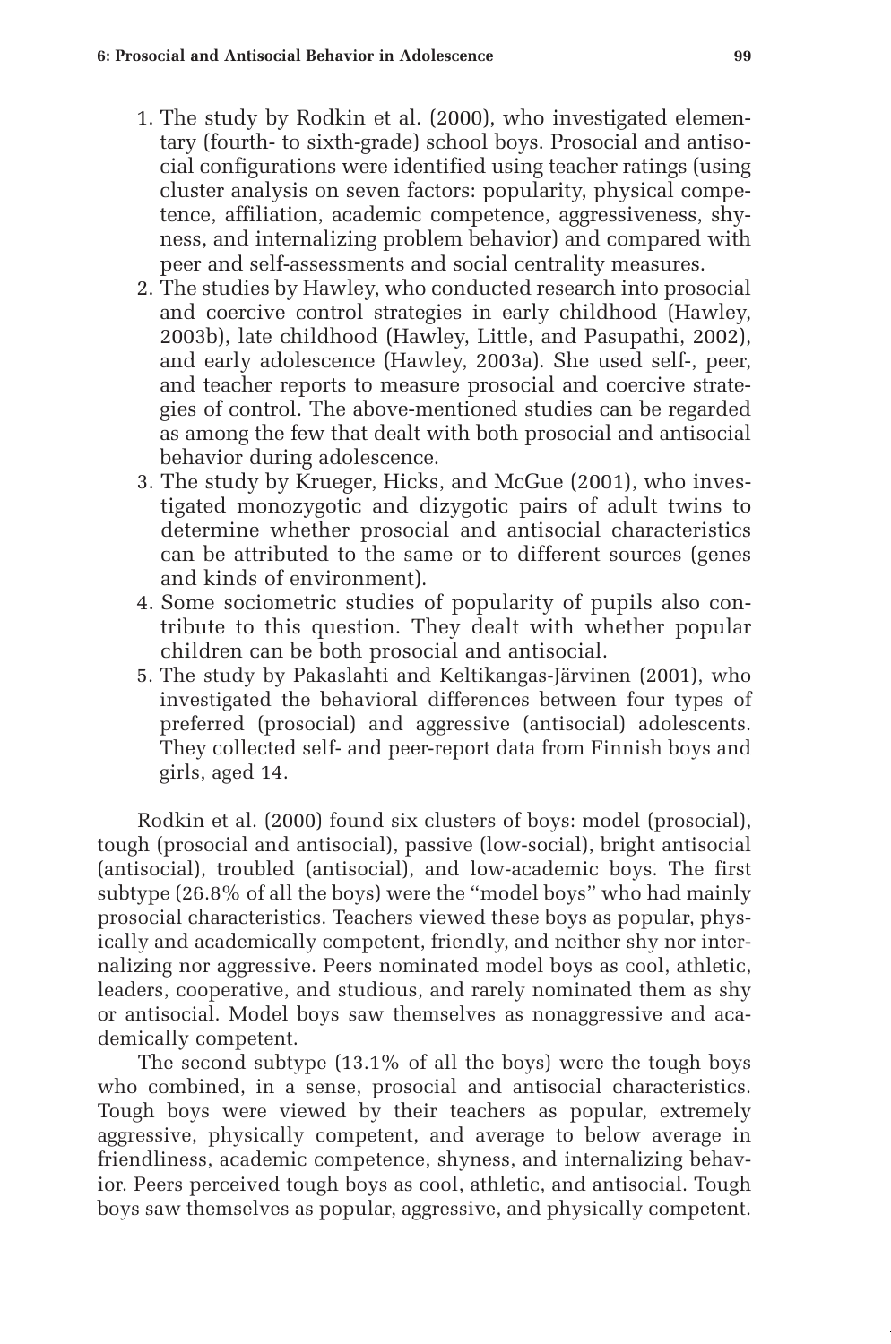1. The study by Rodkin et al. (2000), who investigated elementary (fourth- to sixth-grade) school boys. Prosocial and antisocial configurations were identified using teacher ratings (using cluster analysis on seven factors: popularity, physical competence, affiliation, academic competence, aggressiveness, shyness, and internalizing problem behavior) and compared with peer and self-assessments and social centrality measures.
2. The studies by Hawley, who conducted research into prosocial and coercive control strategies in early childhood (Hawley, 2003b), late childhood (Hawley, Little, and Pasupathi, 2002), and early adolescence (Hawley, 2003a). She used self-, peer, and teacher reports to measure prosocial and coercive strategies of control. The above-mentioned studies can be regarded as among the few that dealt with both prosocial and antisocial behavior during adolescence.
3. The study by Krueger, Hicks, and McGue (2001), who investigated monozygotic and dizygotic pairs of adult twins to determine whether prosocial and antisocial characteristics can be attributed to the same or to different sources (genes and kinds of environment).
4. Some sociometric studies of popularity of pupils also contribute to this question. They dealt with whether popular children can be both prosocial and antisocial.
5. The study by Pakaslahti and Keltikangas-Järvinen (2001), who investigated the behavioral differences between four types of preferred (prosocial) and aggressive (antisocial) adolescents. They collected self- and peer-report data from Finnish boys and girls, aged 14.

Rodkin et al. (2000) found six clusters of boys: model (prosocial), tough (prosocial and antisocial), passive (low-social), bright antisocial (antisocial), troubled (antisocial), and low-academic boys. The first subtype (26.8% of all the boys) were the "model boys" who had mainly prosocial characteristics. Teachers viewed these boys as popular, physically and academically competent, friendly, and neither shy nor internalizing nor aggressive. Peers nominated model boys as cool, athletic, leaders, cooperative, and studious, and rarely nominated them as shy or antisocial. Model boys saw themselves as nonaggressive and academically competent.

The second subtype (13.1% of all the boys) were the tough boys who combined, in a sense, prosocial and antisocial characteristics. Tough boys were viewed by their teachers as popular, extremely aggressive, physically competent, and average to below average in friendliness, academic competence, shyness, and internalizing behavior. Peers perceived tough boys as cool, athletic, and antisocial. Tough boys saw themselves as popular, aggressive, and physically competent.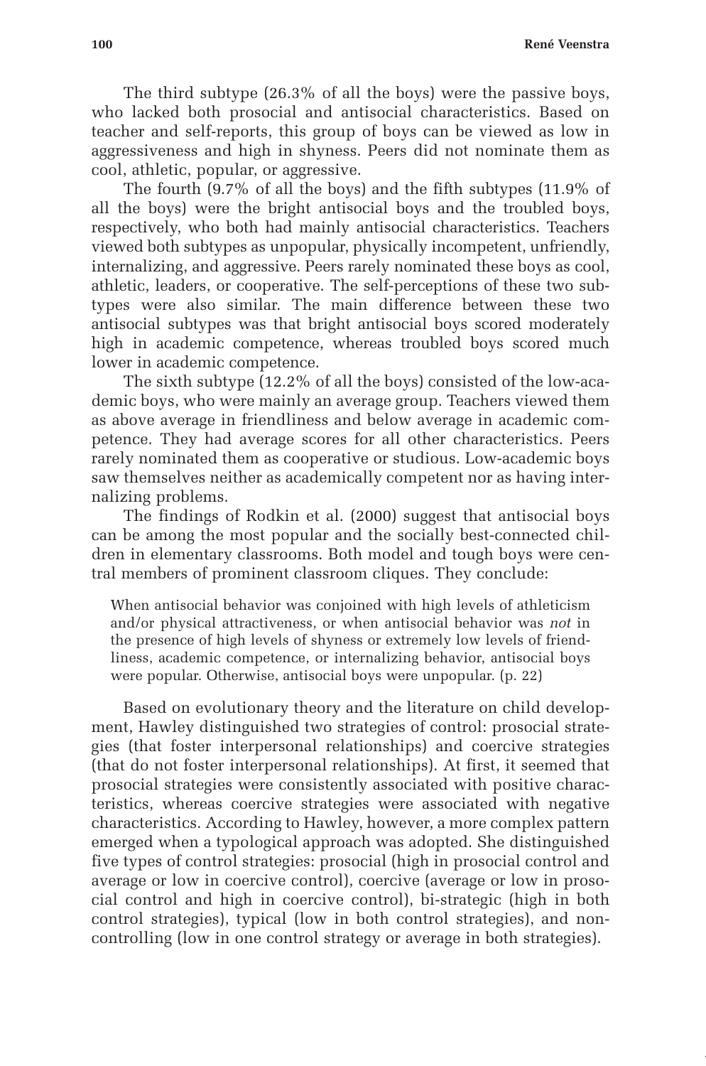The third subtype (26.3% of all the boys) were the passive boys, who lacked both prosocial and antisocial characteristics. Based on teacher and self-reports, this group of boys can be viewed as low in aggressiveness and high in shyness. Peers did not nominate them as cool, athletic, popular, or aggressive.

The fourth (9.7% of all the boys) and the fifth subtypes (11.9% of all the boys) were the bright antisocial boys and the troubled boys, respectively, who both had mainly antisocial characteristics. Teachers viewed both subtypes as unpopular, physically incompetent, unfriendly, internalizing, and aggressive. Peers rarely nominated these boys as cool, athletic, leaders, or cooperative. The self-perceptions of these two subtypes were also similar. The main difference between these two antisocial subtypes was that bright antisocial boys scored moderately high in academic competence, whereas troubled boys scored much lower in academic competence.

The sixth subtype (12.2% of all the boys) consisted of the low-academic boys, who were mainly an average group. Teachers viewed them as above average in friendliness and below average in academic competence. They had average scores for all other characteristics. Peers rarely nominated them as cooperative or studious. Low-academic boys saw themselves neither as academically competent nor as having internalizing problems.

The findings of Rodkin et al. (2000) suggest that antisocial boys can be among the most popular and the socially best-connected children in elementary classrooms. Both model and tough boys were central members of prominent classroom cliques. They conclude:

> When antisocial behavior was conjoined with high levels of athleticism and/or physical attractiveness, or when antisocial behavior was *not* in the presence of high levels of shyness or extremely low levels of friendliness, academic competence, or internalizing behavior, antisocial boys were popular. Otherwise, antisocial boys were unpopular. (p. 22)

Based on evolutionary theory and the literature on child development, Hawley distinguished two strategies of control: prosocial strategies (that foster interpersonal relationships) and coercive strategies (that do not foster interpersonal relationships). At first, it seemed that prosocial strategies were consistently associated with positive characteristics, whereas coercive strategies were associated with negative characteristics. According to Hawley, however, a more complex pattern emerged when a typological approach was adopted. She distinguished five types of control strategies: prosocial (high in prosocial control and average or low in coercive control), coercive (average or low in prosocial control and high in coercive control), bi-strategic (high in both control strategies), typical (low in both control strategies), and non-controlling (low in one control strategy or average in both strategies).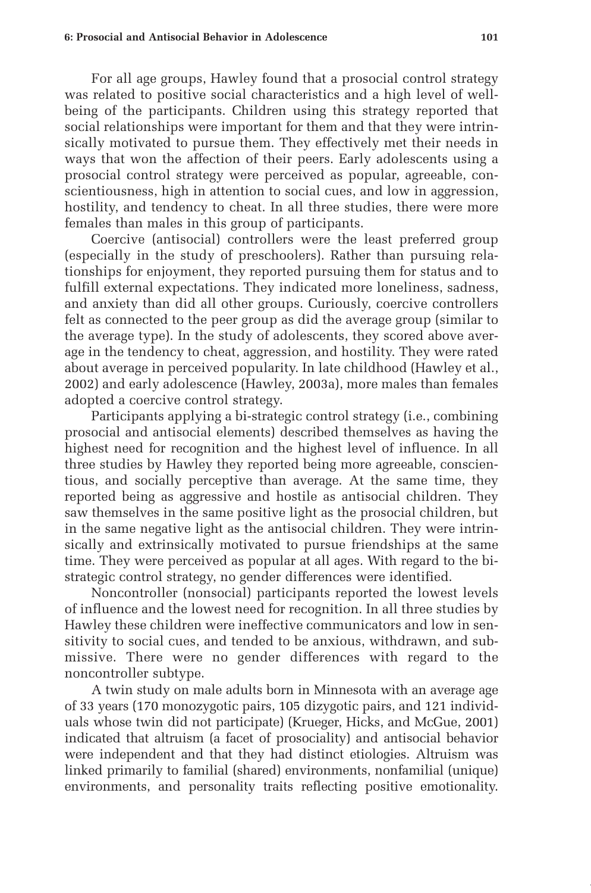For all age groups, Hawley found that a prosocial control strategy was related to positive social characteristics and a high level of well-being of the participants. Children using this strategy reported that social relationships were important for them and that they were intrinsically motivated to pursue them. They effectively met their needs in ways that won the affection of their peers. Early adolescents using a prosocial control strategy were perceived as popular, agreeable, conscientiousness, high in attention to social cues, and low in aggression, hostility, and tendency to cheat. In all three studies, there were more females than males in this group of participants.

Coercive (antisocial) controllers were the least preferred group (especially in the study of preschoolers). Rather than pursuing relationships for enjoyment, they reported pursuing them for status and to fulfill external expectations. They indicated more loneliness, sadness, and anxiety than did all other groups. Curiously, coercive controllers felt as connected to the peer group as did the average group (similar to the average type). In the study of adolescents, they scored above average in the tendency to cheat, aggression, and hostility. They were rated about average in perceived popularity. In late childhood (Hawley et al., 2002) and early adolescence (Hawley, 2003a), more males than females adopted a coercive control strategy.

Participants applying a bi-strategic control strategy (i.e., combining prosocial and antisocial elements) described themselves as having the highest need for recognition and the highest level of influence. In all three studies by Hawley they reported being more agreeable, conscientious, and socially perceptive than average. At the same time, they reported being as aggressive and hostile as antisocial children. They saw themselves in the same positive light as the prosocial children, but in the same negative light as the antisocial children. They were intrinsically and extrinsically motivated to pursue friendships at the same time. They were perceived as popular at all ages. With regard to the bi-strategic control strategy, no gender differences were identified.

Noncontroller (nonsocial) participants reported the lowest levels of influence and the lowest need for recognition. In all three studies by Hawley these children were ineffective communicators and low in sensitivity to social cues, and tended to be anxious, withdrawn, and submissive. There were no gender differences with regard to the noncontroller subtype.

A twin study on male adults born in Minnesota with an average age of 33 years (170 monozygotic pairs, 105 dizygotic pairs, and 121 individuals whose twin did not participate) (Krueger, Hicks, and McGue, 2001) indicated that altruism (a facet of prosociality) and antisocial behavior were independent and that they had distinct etiologies. Altruism was linked primarily to familial (shared) environments, nonfamilial (unique) environments, and personality traits reflecting positive emotionality.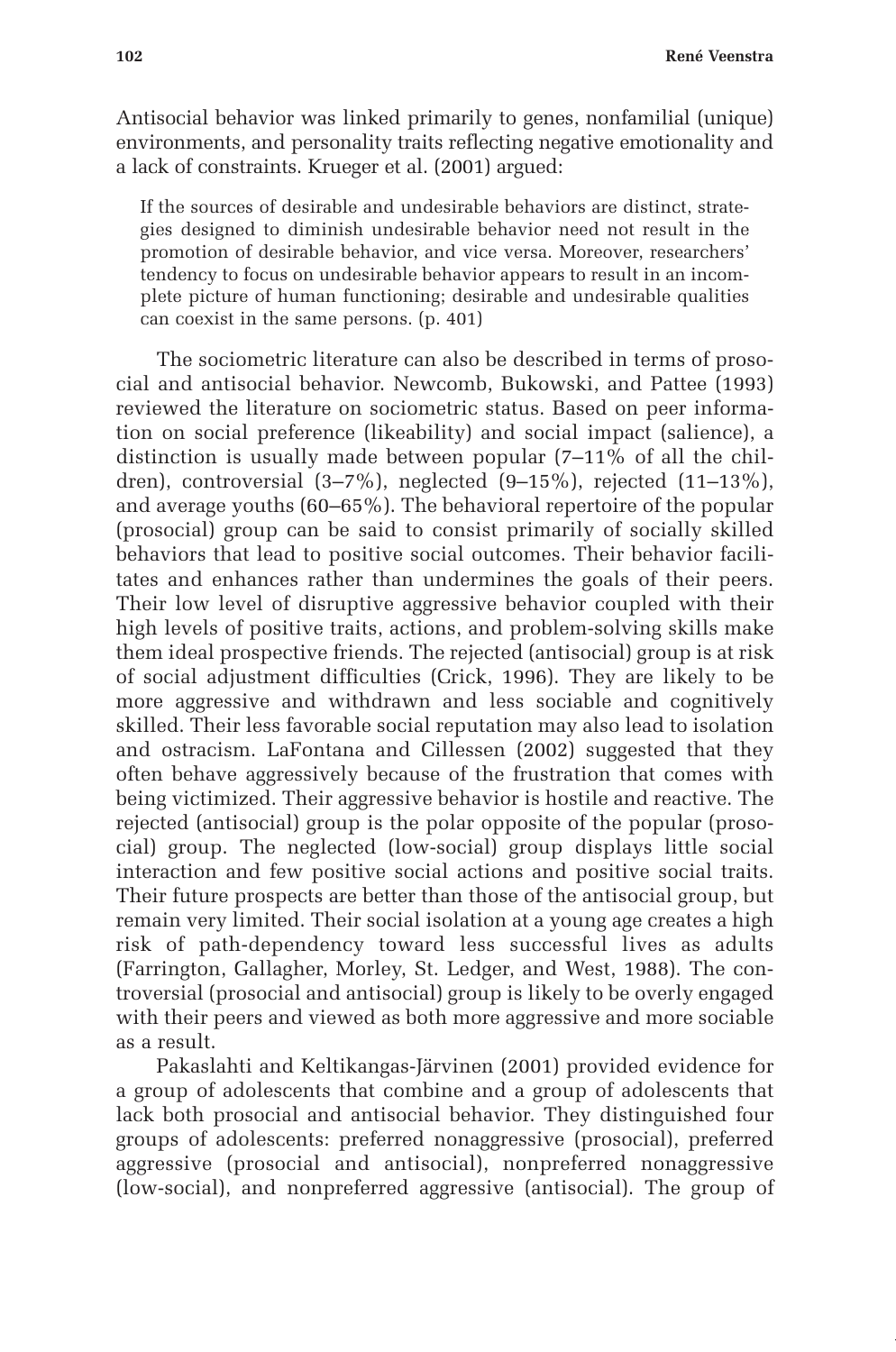Antisocial behavior was linked primarily to genes, nonfamilial (unique) environments, and personality traits reflecting negative emotionality and a lack of constraints. Krueger et al. (2001) argued:

> If the sources of desirable and undesirable behaviors are distinct, strategies designed to diminish undesirable behavior need not result in the promotion of desirable behavior, and vice versa. Moreover, researchers' tendency to focus on undesirable behavior appears to result in an incomplete picture of human functioning; desirable and undesirable qualities can coexist in the same persons. (p. 401)

The sociometric literature can also be described in terms of prosocial and antisocial behavior. Newcomb, Bukowski, and Pattee (1993) reviewed the literature on sociometric status. Based on peer information on social preference (likeability) and social impact (salience), a distinction is usually made between popular (7–11% of all the children), controversial (3–7%), neglected (9–15%), rejected (11–13%), and average youths (60–65%). The behavioral repertoire of the popular (prosocial) group can be said to consist primarily of socially skilled behaviors that lead to positive social outcomes. Their behavior facilitates and enhances rather than undermines the goals of their peers. Their low level of disruptive aggressive behavior coupled with their high levels of positive traits, actions, and problem-solving skills make them ideal prospective friends. The rejected (antisocial) group is at risk of social adjustment difficulties (Crick, 1996). They are likely to be more aggressive and withdrawn and less sociable and cognitively skilled. Their less favorable social reputation may also lead to isolation and ostracism. LaFontana and Cillessen (2002) suggested that they often behave aggressively because of the frustration that comes with being victimized. Their aggressive behavior is hostile and reactive. The rejected (antisocial) group is the polar opposite of the popular (prosocial) group. The neglected (low-social) group displays little social interaction and few positive social actions and positive social traits. Their future prospects are better than those of the antisocial group, but remain very limited. Their social isolation at a young age creates a high risk of path-dependency toward less successful lives as adults (Farrington, Gallagher, Morley, St. Ledger, and West, 1988). The controversial (prosocial and antisocial) group is likely to be overly engaged with their peers and viewed as both more aggressive and more sociable as a result.

Pakaslahti and Keltikangas-Järvinen (2001) provided evidence for a group of adolescents that combine and a group of adolescents that lack both prosocial and antisocial behavior. They distinguished four groups of adolescents: preferred nonaggressive (prosocial), preferred aggressive (prosocial and antisocial), nonpreferred nonaggressive (low-social), and nonpreferred aggressive (antisocial). The group of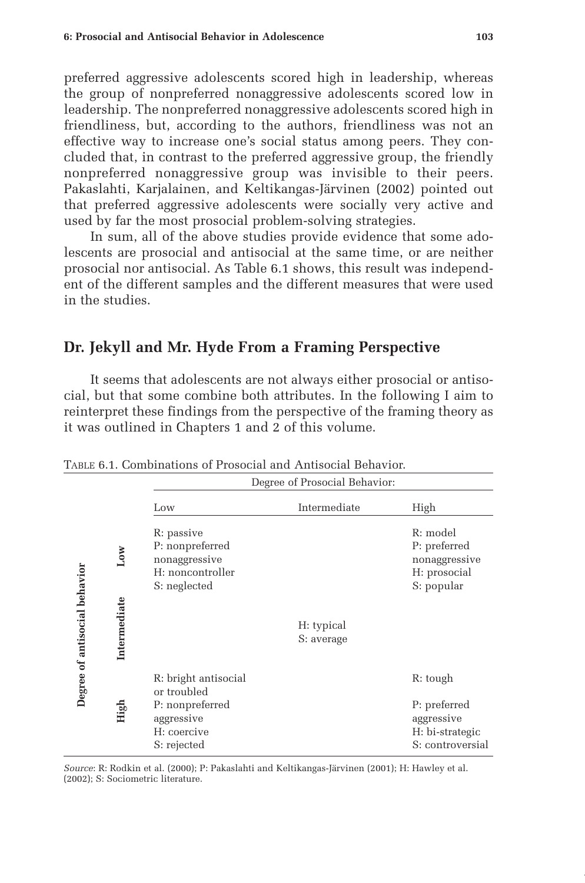preferred aggressive adolescents scored high in leadership, whereas the group of nonpreferred nonaggressive adolescents scored low in leadership. The nonpreferred nonaggressive adolescents scored high in friendliness, but, according to the authors, friendliness was not an effective way to increase one's social status among peers. They concluded that, in contrast to the preferred aggressive group, the friendly nonpreferred nonaggressive group was invisible to their peers. Pakaslahti, Karjalainen, and Keltikangas-Järvinen (2002) pointed out that preferred aggressive adolescents were socially very active and used by far the most prosocial problem-solving strategies.

In sum, all of the above studies provide evidence that some adolescents are prosocial and antisocial at the same time, or are neither prosocial nor antisocial. As Table 6.1 shows, this result was independent of the different samples and the different measures that were used in the studies.

## Dr. Jekyll and Mr. Hyde From a Framing Perspective

It seems that adolescents are not always either prosocial or antisocial, but that some combine both attributes. In the following I aim to reinterpret these findings from the perspective of the framing theory as it was outlined in Chapters 1 and 2 of this volume.

TABLE 6.1. Combinations of Prosocial and Antisocial Behavior.

| Degree of antisocial behavior | Degree of Prosocial Behavior: Low | Intermediate | High |
|---|---|---|---|
| Low | R: passive<br>P: nonpreferred nonaggressive<br>H: noncontroller<br>S: neglected | | R: model<br>P: preferred nonaggressive<br>H: prosocial<br>S: popular |
| Intermediate | | H: typical<br>S: average | |
| High | R: bright antisocial or troubled<br>P: nonpreferred aggressive<br>H: coercive<br>S: rejected | | R: tough<br>P: preferred aggressive<br>H: bi-strategic<br>S: controversial |

*Source*: R: Rodkin et al. (2000); P: Pakaslahti and Keltikangas-Järvinen (2001); H: Hawley et al. (2002); S: Sociometric literature.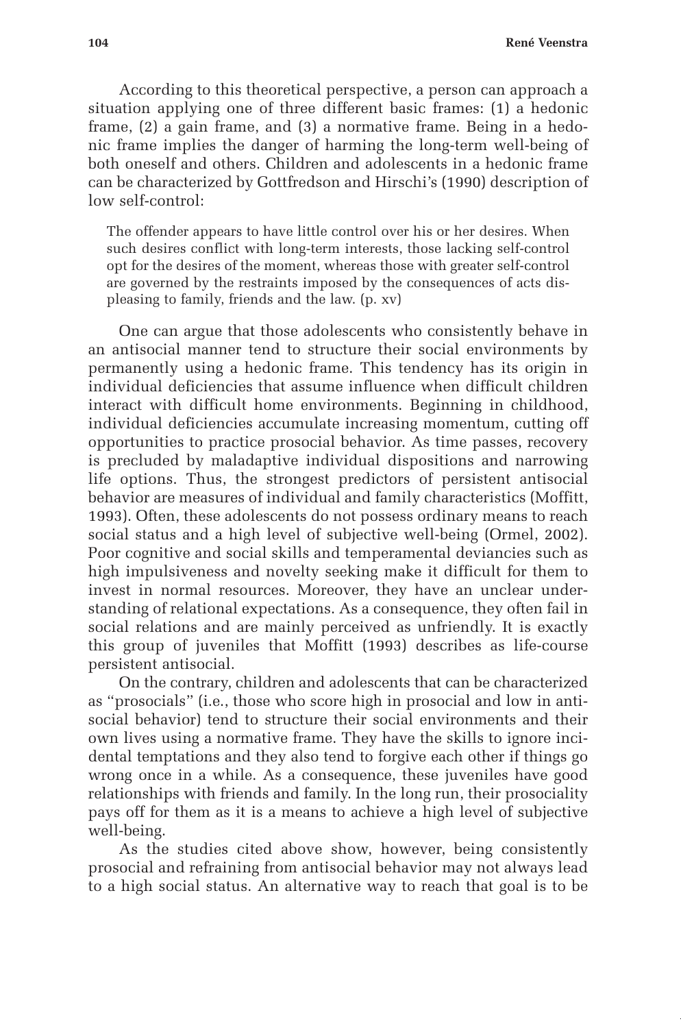According to this theoretical perspective, a person can approach a situation applying one of three different basic frames: (1) a hedonic frame, (2) a gain frame, and (3) a normative frame. Being in a hedonic frame implies the danger of harming the long-term well-being of both oneself and others. Children and adolescents in a hedonic frame can be characterized by Gottfredson and Hirschi's (1990) description of low self-control:

> The offender appears to have little control over his or her desires. When such desires conflict with long-term interests, those lacking self-control opt for the desires of the moment, whereas those with greater self-control are governed by the restraints imposed by the consequences of acts displeasing to family, friends and the law. (p. xv)

One can argue that those adolescents who consistently behave in an antisocial manner tend to structure their social environments by permanently using a hedonic frame. This tendency has its origin in individual deficiencies that assume influence when difficult children interact with difficult home environments. Beginning in childhood, individual deficiencies accumulate increasing momentum, cutting off opportunities to practice prosocial behavior. As time passes, recovery is precluded by maladaptive individual dispositions and narrowing life options. Thus, the strongest predictors of persistent antisocial behavior are measures of individual and family characteristics (Moffitt, 1993). Often, these adolescents do not possess ordinary means to reach social status and a high level of subjective well-being (Ormel, 2002). Poor cognitive and social skills and temperamental deviancies such as high impulsiveness and novelty seeking make it difficult for them to invest in normal resources. Moreover, they have an unclear understanding of relational expectations. As a consequence, they often fail in social relations and are mainly perceived as unfriendly. It is exactly this group of juveniles that Moffitt (1993) describes as life-course persistent antisocial.

On the contrary, children and adolescents that can be characterized as "prosocials" (i.e., those who score high in prosocial and low in antisocial behavior) tend to structure their social environments and their own lives using a normative frame. They have the skills to ignore incidental temptations and they also tend to forgive each other if things go wrong once in a while. As a consequence, these juveniles have good relationships with friends and family. In the long run, their prosociality pays off for them as it is a means to achieve a high level of subjective well-being.

As the studies cited above show, however, being consistently prosocial and refraining from antisocial behavior may not always lead to a high social status. An alternative way to reach that goal is to be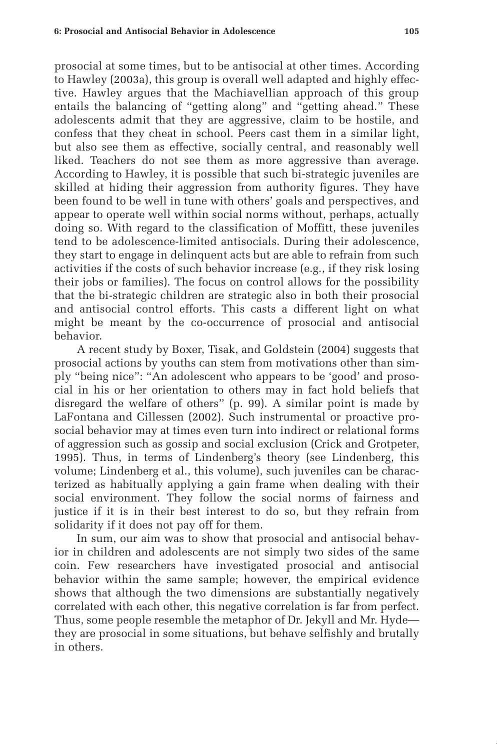prosocial at some times, but to be antisocial at other times. According to Hawley (2003a), this group is overall well adapted and highly effective. Hawley argues that the Machiavellian approach of this group entails the balancing of "getting along" and "getting ahead." These adolescents admit that they are aggressive, claim to be hostile, and confess that they cheat in school. Peers cast them in a similar light, but also see them as effective, socially central, and reasonably well liked. Teachers do not see them as more aggressive than average. According to Hawley, it is possible that such bi-strategic juveniles are skilled at hiding their aggression from authority figures. They have been found to be well in tune with others' goals and perspectives, and appear to operate well within social norms without, perhaps, actually doing so. With regard to the classification of Moffitt, these juveniles tend to be adolescence-limited antisocials. During their adolescence, they start to engage in delinquent acts but are able to refrain from such activities if the costs of such behavior increase (e.g., if they risk losing their jobs or families). The focus on control allows for the possibility that the bi-strategic children are strategic also in both their prosocial and antisocial control efforts. This casts a different light on what might be meant by the co-occurrence of prosocial and antisocial behavior.

A recent study by Boxer, Tisak, and Goldstein (2004) suggests that prosocial actions by youths can stem from motivations other than simply "being nice": "An adolescent who appears to be 'good' and prosocial in his or her orientation to others may in fact hold beliefs that disregard the welfare of others" (p. 99). A similar point is made by LaFontana and Cillessen (2002). Such instrumental or proactive prosocial behavior may at times even turn into indirect or relational forms of aggression such as gossip and social exclusion (Crick and Grotpeter, 1995). Thus, in terms of Lindenberg's theory (see Lindenberg, this volume; Lindenberg et al., this volume), such juveniles can be characterized as habitually applying a gain frame when dealing with their social environment. They follow the social norms of fairness and justice if it is in their best interest to do so, but they refrain from solidarity if it does not pay off for them.

In sum, our aim was to show that prosocial and antisocial behavior in children and adolescents are not simply two sides of the same coin. Few researchers have investigated prosocial and antisocial behavior within the same sample; however, the empirical evidence shows that although the two dimensions are substantially negatively correlated with each other, this negative correlation is far from perfect. Thus, some people resemble the metaphor of Dr. Jekyll and Mr. Hyde—they are prosocial in some situations, but behave selfishly and brutally in others.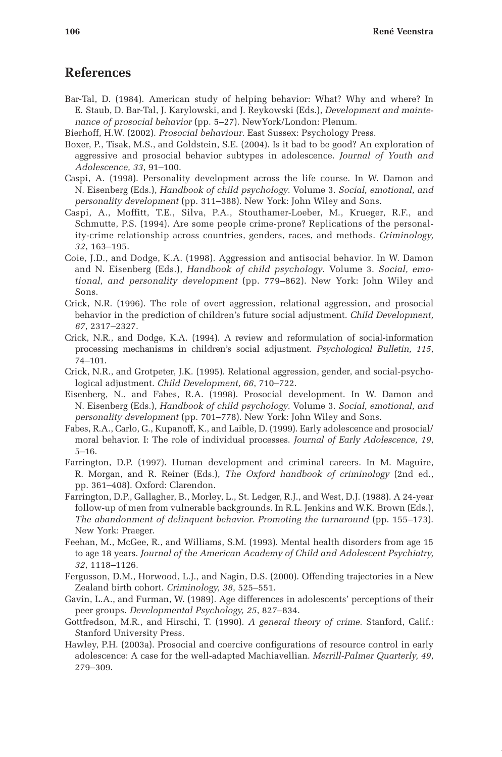## References

Bar-Tal, D. (1984). American study of helping behavior: What? Why and where? In E. Staub, D. Bar-Tal, J. Karylowski, and J. Reykowski (Eds.), *Development and maintenance of prosocial behavior* (pp. 5–27). NewYork/London: Plenum.

Bierhoff, H.W. (2002). *Prosocial behaviour*. East Sussex: Psychology Press.

Boxer, P., Tisak, M.S., and Goldstein, S.E. (2004). Is it bad to be good? An exploration of aggressive and prosocial behavior subtypes in adolescence. *Journal of Youth and Adolescence, 33*, 91–100.

Caspi, A. (1998). Personality development across the life course. In W. Damon and N. Eisenberg (Eds.), *Handbook of child psychology*. Volume 3. *Social, emotional, and personality development* (pp. 311–388). New York: John Wiley and Sons.

Caspi, A., Moffitt, T.E., Silva, P.A., Stouthamer-Loeber, M., Krueger, R.F., and Schmutte, P.S. (1994). Are some people crime-prone? Replications of the personality-crime relationship across countries, genders, races, and methods. *Criminology, 32*, 163–195.

Coie, J.D., and Dodge, K.A. (1998). Aggression and antisocial behavior. In W. Damon and N. Eisenberg (Eds.), *Handbook of child psychology*. Volume 3. *Social, emotional, and personality development* (pp. 779–862). New York: John Wiley and Sons.

Crick, N.R. (1996). The role of overt aggression, relational aggression, and prosocial behavior in the prediction of children's future social adjustment. *Child Development, 67*, 2317–2327.

Crick, N.R., and Dodge, K.A. (1994). A review and reformulation of social-information processing mechanisms in children's social adjustment. *Psychological Bulletin, 115*, 74–101.

Crick, N.R., and Grotpeter, J.K. (1995). Relational aggression, gender, and social-psychological adjustment. *Child Development, 66*, 710–722.

Eisenberg, N., and Fabes, R.A. (1998). Prosocial development. In W. Damon and N. Eisenberg (Eds.), *Handbook of child psychology*. Volume 3. *Social, emotional, and personality development* (pp. 701–778). New York: John Wiley and Sons.

Fabes, R.A., Carlo, G., Kupanoff, K., and Laible, D. (1999). Early adolescence and prosocial/moral behavior. I: The role of individual processes. *Journal of Early Adolescence, 19*, 5–16.

Farrington, D.P. (1997). Human development and criminal careers. In M. Maguire, R. Morgan, and R. Reiner (Eds.), *The Oxford handbook of criminology* (2nd ed., pp. 361–408). Oxford: Clarendon.

Farrington, D.P., Gallagher, B., Morley, L., St. Ledger, R.J., and West, D.J. (1988). A 24-year follow-up of men from vulnerable backgrounds. In R.L. Jenkins and W.K. Brown (Eds.), *The abandonment of delinquent behavior. Promoting the turnaround* (pp. 155–173). New York: Praeger.

Feehan, M., McGee, R., and Williams, S.M. (1993). Mental health disorders from age 15 to age 18 years. *Journal of the American Academy of Child and Adolescent Psychiatry, 32*, 1118–1126.

Fergusson, D.M., Horwood, L.J., and Nagin, D.S. (2000). Offending trajectories in a New Zealand birth cohort. *Criminology, 38*, 525–551.

Gavin, L.A., and Furman, W. (1989). Age differences in adolescents' perceptions of their peer groups. *Developmental Psychology, 25*, 827–834.

Gottfredson, M.R., and Hirschi, T. (1990). *A general theory of crime*. Stanford, Calif.: Stanford University Press.

Hawley, P.H. (2003a). Prosocial and coercive configurations of resource control in early adolescence: A case for the well-adapted Machiavellian. *Merrill-Palmer Quarterly, 49*, 279–309.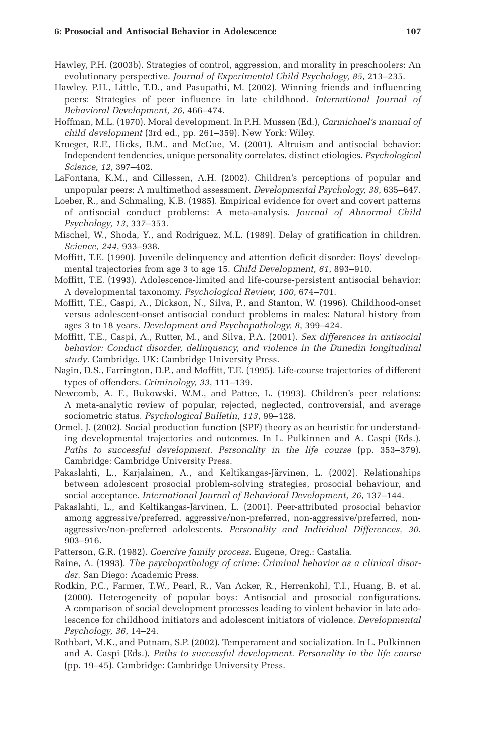Hawley, P.H. (2003b). Strategies of control, aggression, and morality in preschoolers: An evolutionary perspective. *Journal of Experimental Child Psychology, 85*, 213–235.

Hawley, P.H., Little, T.D., and Pasupathi, M. (2002). Winning friends and influencing peers: Strategies of peer influence in late childhood. *International Journal of Behavioral Development, 26*, 466–474.

Hoffman, M.L. (1970). Moral development. In P.H. Mussen (Ed.), *Carmichael's manual of child development* (3rd ed., pp. 261–359). New York: Wiley.

Krueger, R.F., Hicks, B.M., and McGue, M. (2001). Altruism and antisocial behavior: Independent tendencies, unique personality correlates, distinct etiologies. *Psychological Science, 12*, 397–402.

LaFontana, K.M., and Cillessen, A.H. (2002). Children's perceptions of popular and unpopular peers: A multimethod assessment. *Developmental Psychology, 38*, 635–647.

Loeber, R., and Schmaling, K.B. (1985). Empirical evidence for overt and covert patterns of antisocial conduct problems: A meta-analysis. *Journal of Abnormal Child Psychology, 13*, 337–353.

Mischel, W., Shoda, Y., and Rodriguez, M.L. (1989). Delay of gratification in children. *Science, 244*, 933–938.

Moffitt, T.E. (1990). Juvenile delinquency and attention deficit disorder: Boys' developmental trajectories from age 3 to age 15. *Child Development, 61*, 893–910.

Moffitt, T.E. (1993). Adolescence-limited and life-course-persistent antisocial behavior: A developmental taxonomy. *Psychological Review, 100*, 674–701.

Moffitt, T.E., Caspi, A., Dickson, N., Silva, P., and Stanton, W. (1996). Childhood-onset versus adolescent-onset antisocial conduct problems in males: Natural history from ages 3 to 18 years. *Development and Psychopathology, 8*, 399–424.

Moffitt, T.E., Caspi, A., Rutter, M., and Silva, P.A. (2001). *Sex differences in antisocial behavior: Conduct disorder, delinquency, and violence in the Dunedin longitudinal study*. Cambridge, UK: Cambridge University Press.

Nagin, D.S., Farrington, D.P., and Moffitt, T.E. (1995). Life-course trajectories of different types of offenders. *Criminology, 33*, 111–139.

Newcomb, A. F., Bukowski, W.M., and Pattee, L. (1993). Children's peer relations: A meta-analytic review of popular, rejected, neglected, controversial, and average sociometric status. *Psychological Bulletin, 113*, 99–128.

Ormel, J. (2002). Social production function (SPF) theory as an heuristic for understanding developmental trajectories and outcomes. In L. Pulkinnen and A. Caspi (Eds.), *Paths to successful development. Personality in the life course* (pp. 353–379). Cambridge: Cambridge University Press.

Pakaslahti, L., Karjalainen, A., and Keltikangas-Järvinen, L. (2002). Relationships between adolescent prosocial problem-solving strategies, prosocial behaviour, and social acceptance. *International Journal of Behavioral Development, 26*, 137–144.

Pakaslahti, L., and Keltikangas-Järvinen, L. (2001). Peer-attributed prosocial behavior among aggressive/preferred, aggressive/non-preferred, non-aggressive/preferred, non-aggressive/non-preferred adolescents. *Personality and Individual Differences, 30*, 903–916.

Patterson, G.R. (1982). *Coercive family process*. Eugene, Oreg.: Castalia.

Raine, A. (1993). *The psychopathology of crime: Criminal behavior as a clinical disorder*. San Diego: Academic Press.

Rodkin, P.C., Farmer, T.W., Pearl, R., Van Acker, R., Herrenkohl, T.I., Huang, B. et al. (2000). Heterogeneity of popular boys: Antisocial and prosocial configurations. A comparison of social development processes leading to violent behavior in late adolescence for childhood initiators and adolescent initiators of violence. *Developmental Psychology, 36*, 14–24.

Rothbart, M.K., and Putnam, S.P. (2002). Temperament and socialization. In L. Pulkinnen and A. Caspi (Eds.), *Paths to successful development. Personality in the life course* (pp. 19–45). Cambridge: Cambridge University Press.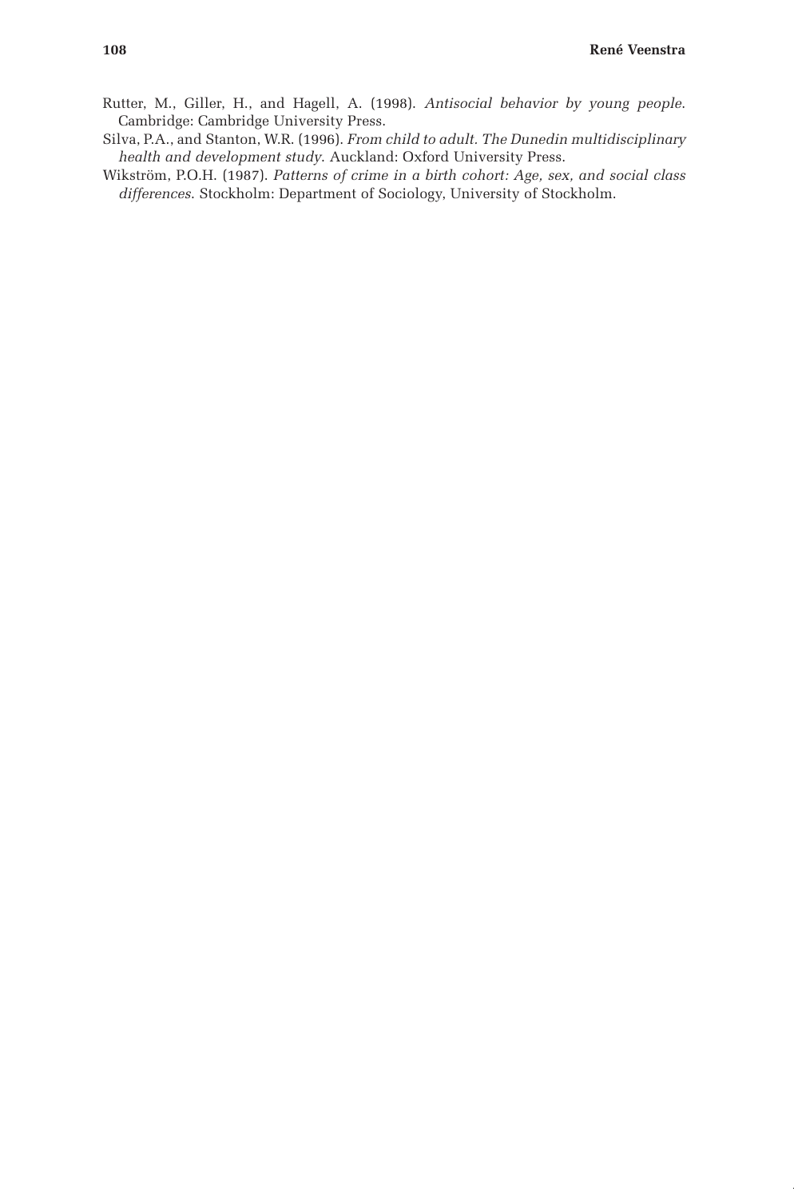Rutter, M., Giller, H., and Hagell, A. (1998). *Antisocial behavior by young people*. Cambridge: Cambridge University Press.

Silva, P.A., and Stanton, W.R. (1996). *From child to adult. The Dunedin multidisciplinary health and development study*. Auckland: Oxford University Press.

Wikström, P.O.H. (1987). *Patterns of crime in a birth cohort: Age, sex, and social class differences*. Stockholm: Department of Sociology, University of Stockholm.